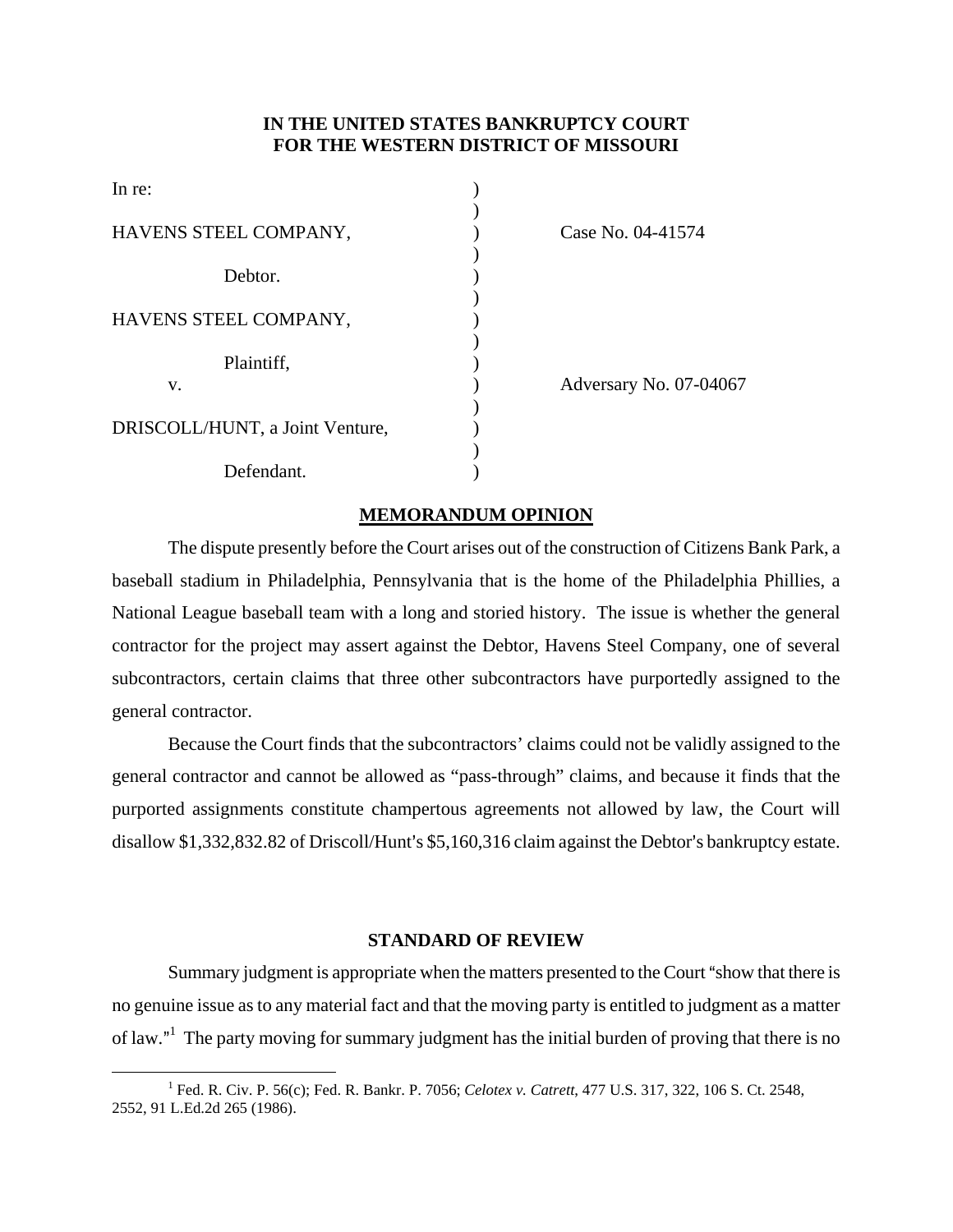**IN THE UNITED STATES BANKRUPTCY COURT**
**FOR THE WESTERN DISTRICT OF MISSOURI**

| | | |
|---|---|---|
| In re: | ) | |
| HAVENS STEEL COMPANY, | ) | Case No. 04-41574 |
| Debtor. | ) | |
| HAVENS STEEL COMPANY, | ) | |
| Plaintiff, | ) | |
| v. | ) | Adversary No. 07-04067 |
| DRISCOLL/HUNT, a Joint Venture, | ) | |
| Defendant. | ) | |

## MEMORANDUM OPINION

The dispute presently before the Court arises out of the construction of Citizens Bank Park, a baseball stadium in Philadelphia, Pennsylvania that is the home of the Philadelphia Phillies, a National League baseball team with a long and storied history. The issue is whether the general contractor for the project may assert against the Debtor, Havens Steel Company, one of several subcontractors, certain claims that three other subcontractors have purportedly assigned to the general contractor.

Because the Court finds that the subcontractors' claims could not be validly assigned to the general contractor and cannot be allowed as "pass-through" claims, and because it finds that the purported assignments constitute champertous agreements not allowed by law, the Court will disallow $1,332,832.82 of Driscoll/Hunt's $5,160,316 claim against the Debtor's bankruptcy estate.

## STANDARD OF REVIEW

Summary judgment is appropriate when the matters presented to the Court "show that there is no genuine issue as to any material fact and that the moving party is entitled to judgment as a matter of law."[1] The party moving for summary judgment has the initial burden of proving that there is no

[1] Fed. R. Civ. P. 56(c); Fed. R. Bankr. P. 7056; *Celotex v. Catrett*, 477 U.S. 317, 322, 106 S. Ct. 2548, 2552, 91 L.Ed.2d 265 (1986).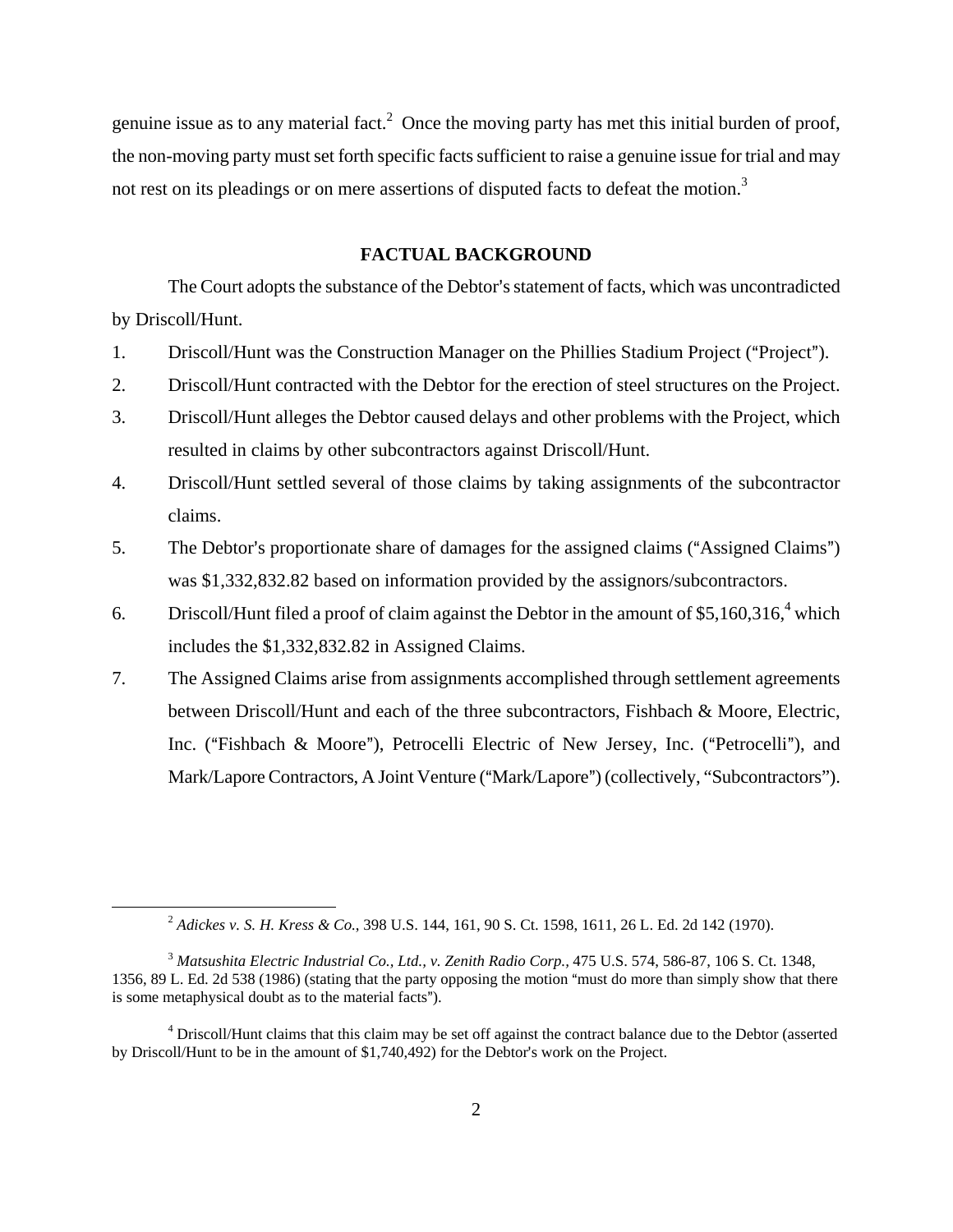genuine issue as to any material fact.[2] Once the moving party has met this initial burden of proof, the non-moving party must set forth specific facts sufficient to raise a genuine issue for trial and may not rest on its pleadings or on mere assertions of disputed facts to defeat the motion.[3]

## FACTUAL BACKGROUND

The Court adopts the substance of the Debtor's statement of facts, which was uncontradicted by Driscoll/Hunt.

1. Driscoll/Hunt was the Construction Manager on the Phillies Stadium Project ("Project").
2. Driscoll/Hunt contracted with the Debtor for the erection of steel structures on the Project.
3. Driscoll/Hunt alleges the Debtor caused delays and other problems with the Project, which resulted in claims by other subcontractors against Driscoll/Hunt.
4. Driscoll/Hunt settled several of those claims by taking assignments of the subcontractor claims.
5. The Debtor's proportionate share of damages for the assigned claims ("Assigned Claims") was $1,332,832.82 based on information provided by the assignors/subcontractors.
6. Driscoll/Hunt filed a proof of claim against the Debtor in the amount of $5,160,316,[4] which includes the $1,332,832.82 in Assigned Claims.
7. The Assigned Claims arise from assignments accomplished through settlement agreements between Driscoll/Hunt and each of the three subcontractors, Fishbach & Moore, Electric, Inc. ("Fishbach & Moore"), Petrocelli Electric of New Jersey, Inc. ("Petrocelli"), and Mark/Lapore Contractors, A Joint Venture ("Mark/Lapore") (collectively, "Subcontractors").

---

[2] *Adickes v. S. H. Kress & Co.*, 398 U.S. 144, 161, 90 S. Ct. 1598, 1611, 26 L. Ed. 2d 142 (1970).

[3] *Matsushita Electric Industrial Co., Ltd., v. Zenith Radio Corp.*, 475 U.S. 574, 586-87, 106 S. Ct. 1348, 1356, 89 L. Ed. 2d 538 (1986) (stating that the party opposing the motion "must do more than simply show that there is some metaphysical doubt as to the material facts").

[4] Driscoll/Hunt claims that this claim may be set off against the contract balance due to the Debtor (asserted by Driscoll/Hunt to be in the amount of $1,740,492) for the Debtor's work on the Project.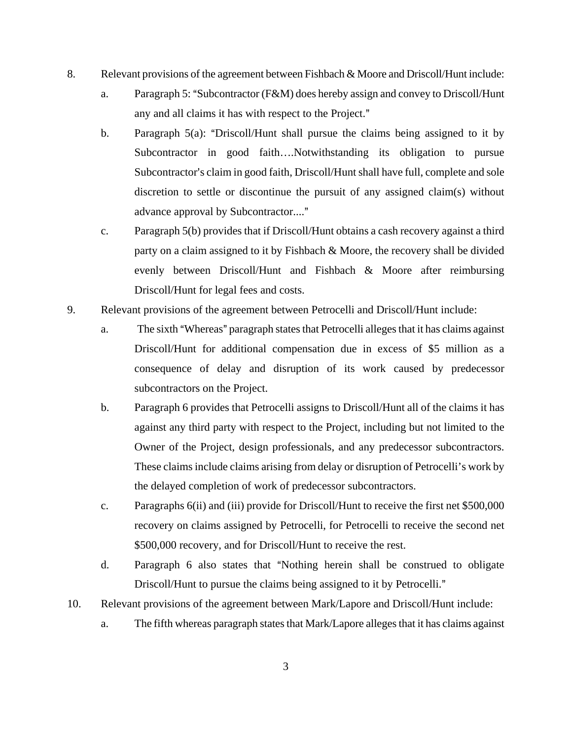8. Relevant provisions of the agreement between Fishbach & Moore and Driscoll/Hunt include:

   a. Paragraph 5: "Subcontractor (F&M) does hereby assign and convey to Driscoll/Hunt any and all claims it has with respect to the Project."

   b. Paragraph 5(a): "Driscoll/Hunt shall pursue the claims being assigned to it by Subcontractor in good faith….Notwithstanding its obligation to pursue Subcontractor's claim in good faith, Driscoll/Hunt shall have full, complete and sole discretion to settle or discontinue the pursuit of any assigned claim(s) without advance approval by Subcontractor...."

   c. Paragraph 5(b) provides that if Driscoll/Hunt obtains a cash recovery against a third party on a claim assigned to it by Fishbach & Moore, the recovery shall be divided evenly between Driscoll/Hunt and Fishbach & Moore after reimbursing Driscoll/Hunt for legal fees and costs.

9. Relevant provisions of the agreement between Petrocelli and Driscoll/Hunt include:

   a. The sixth "Whereas" paragraph states that Petrocelli alleges that it has claims against Driscoll/Hunt for additional compensation due in excess of $5 million as a consequence of delay and disruption of its work caused by predecessor subcontractors on the Project.

   b. Paragraph 6 provides that Petrocelli assigns to Driscoll/Hunt all of the claims it has against any third party with respect to the Project, including but not limited to the Owner of the Project, design professionals, and any predecessor subcontractors. These claims include claims arising from delay or disruption of Petrocelli's work by the delayed completion of work of predecessor subcontractors.

   c. Paragraphs 6(ii) and (iii) provide for Driscoll/Hunt to receive the first net $500,000 recovery on claims assigned by Petrocelli, for Petrocelli to receive the second net $500,000 recovery, and for Driscoll/Hunt to receive the rest.

   d. Paragraph 6 also states that "Nothing herein shall be construed to obligate Driscoll/Hunt to pursue the claims being assigned to it by Petrocelli."

10. Relevant provisions of the agreement between Mark/Lapore and Driscoll/Hunt include:

    a. The fifth whereas paragraph states that Mark/Lapore alleges that it has claims against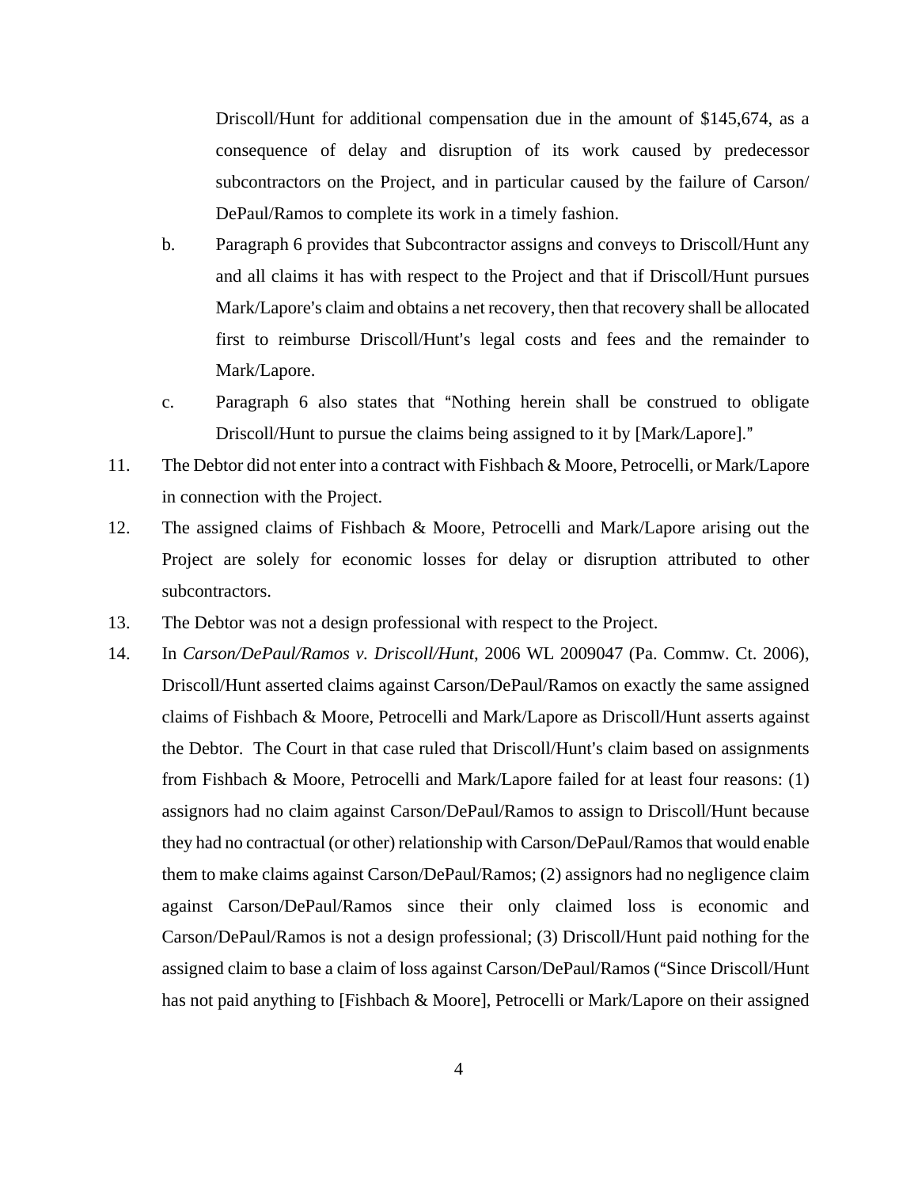Driscoll/Hunt for additional compensation due in the amount of $145,674, as a consequence of delay and disruption of its work caused by predecessor subcontractors on the Project, and in particular caused by the failure of Carson/ DePaul/Ramos to complete its work in a timely fashion.

b. Paragraph 6 provides that Subcontractor assigns and conveys to Driscoll/Hunt any and all claims it has with respect to the Project and that if Driscoll/Hunt pursues Mark/Lapore's claim and obtains a net recovery, then that recovery shall be allocated first to reimburse Driscoll/Hunt's legal costs and fees and the remainder to Mark/Lapore.

c. Paragraph 6 also states that "Nothing herein shall be construed to obligate Driscoll/Hunt to pursue the claims being assigned to it by [Mark/Lapore]."

11. The Debtor did not enter into a contract with Fishbach & Moore, Petrocelli, or Mark/Lapore in connection with the Project.

12. The assigned claims of Fishbach & Moore, Petrocelli and Mark/Lapore arising out the Project are solely for economic losses for delay or disruption attributed to other subcontractors.

13. The Debtor was not a design professional with respect to the Project.

14. In *Carson/DePaul/Ramos v. Driscoll/Hunt*, 2006 WL 2009047 (Pa. Commw. Ct. 2006), Driscoll/Hunt asserted claims against Carson/DePaul/Ramos on exactly the same assigned claims of Fishbach & Moore, Petrocelli and Mark/Lapore as Driscoll/Hunt asserts against the Debtor. The Court in that case ruled that Driscoll/Hunt's claim based on assignments from Fishbach & Moore, Petrocelli and Mark/Lapore failed for at least four reasons: (1) assignors had no claim against Carson/DePaul/Ramos to assign to Driscoll/Hunt because they had no contractual (or other) relationship with Carson/DePaul/Ramos that would enable them to make claims against Carson/DePaul/Ramos; (2) assignors had no negligence claim against Carson/DePaul/Ramos since their only claimed loss is economic and Carson/DePaul/Ramos is not a design professional; (3) Driscoll/Hunt paid nothing for the assigned claim to base a claim of loss against Carson/DePaul/Ramos ("Since Driscoll/Hunt has not paid anything to [Fishbach & Moore], Petrocelli or Mark/Lapore on their assigned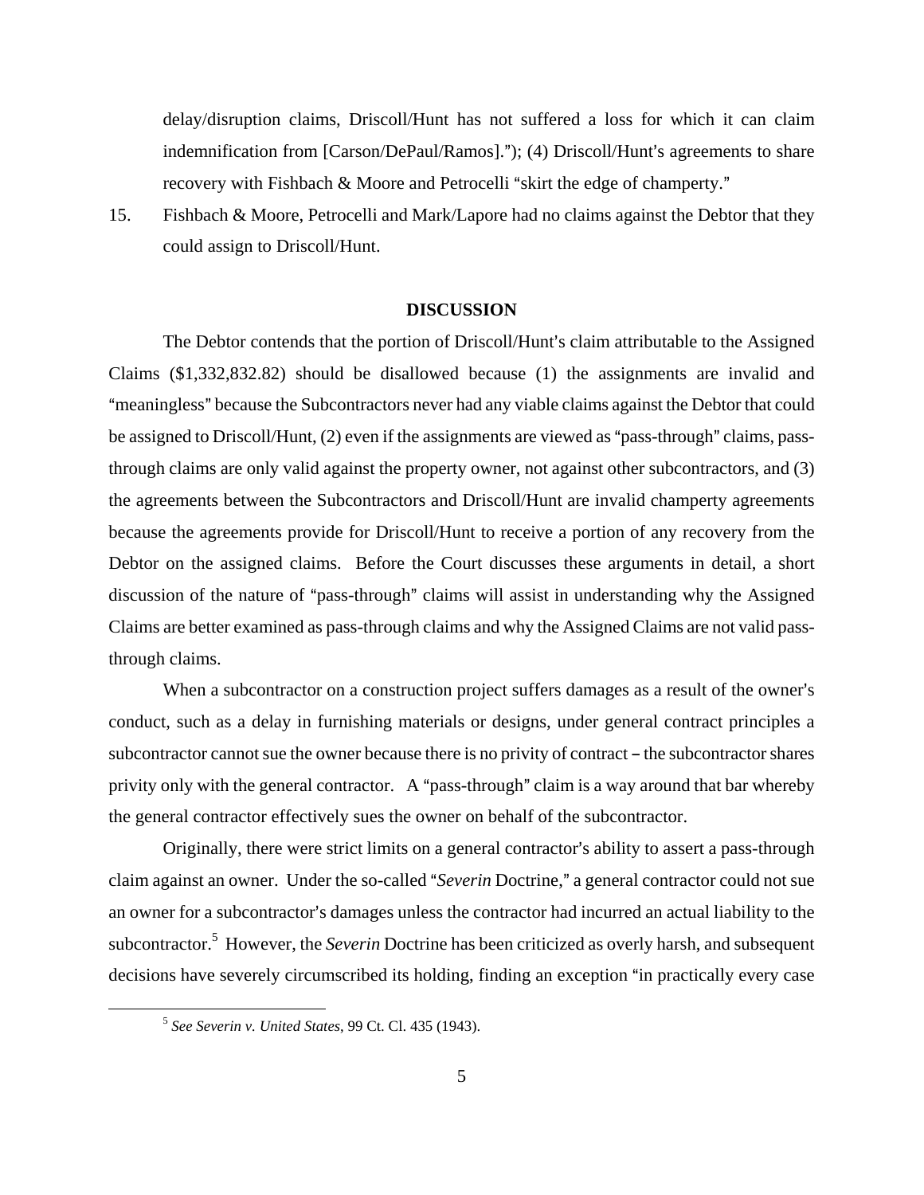delay/disruption claims, Driscoll/Hunt has not suffered a loss for which it can claim indemnification from [Carson/DePaul/Ramos]."); (4) Driscoll/Hunt's agreements to share recovery with Fishbach & Moore and Petrocelli "skirt the edge of champerty."

15. Fishbach & Moore, Petrocelli and Mark/Lapore had no claims against the Debtor that they could assign to Driscoll/Hunt.

## DISCUSSION

The Debtor contends that the portion of Driscoll/Hunt's claim attributable to the Assigned Claims ($1,332,832.82) should be disallowed because (1) the assignments are invalid and "meaningless" because the Subcontractors never had any viable claims against the Debtor that could be assigned to Driscoll/Hunt, (2) even if the assignments are viewed as "pass-through" claims, pass-through claims are only valid against the property owner, not against other subcontractors, and (3) the agreements between the Subcontractors and Driscoll/Hunt are invalid champerty agreements because the agreements provide for Driscoll/Hunt to receive a portion of any recovery from the Debtor on the assigned claims. Before the Court discusses these arguments in detail, a short discussion of the nature of "pass-through" claims will assist in understanding why the Assigned Claims are better examined as pass-through claims and why the Assigned Claims are not valid pass-through claims.

When a subcontractor on a construction project suffers damages as a result of the owner's conduct, such as a delay in furnishing materials or designs, under general contract principles a subcontractor cannot sue the owner because there is no privity of contract – the subcontractor shares privity only with the general contractor. A "pass-through" claim is a way around that bar whereby the general contractor effectively sues the owner on behalf of the subcontractor.

Originally, there were strict limits on a general contractor's ability to assert a pass-through claim against an owner. Under the so-called "*Severin* Doctrine," a general contractor could not sue an owner for a subcontractor's damages unless the contractor had incurred an actual liability to the subcontractor.[5] However, the *Severin* Doctrine has been criticized as overly harsh, and subsequent decisions have severely circumscribed its holding, finding an exception "in practically every case

[5] *See Severin v. United States*, 99 Ct. Cl. 435 (1943).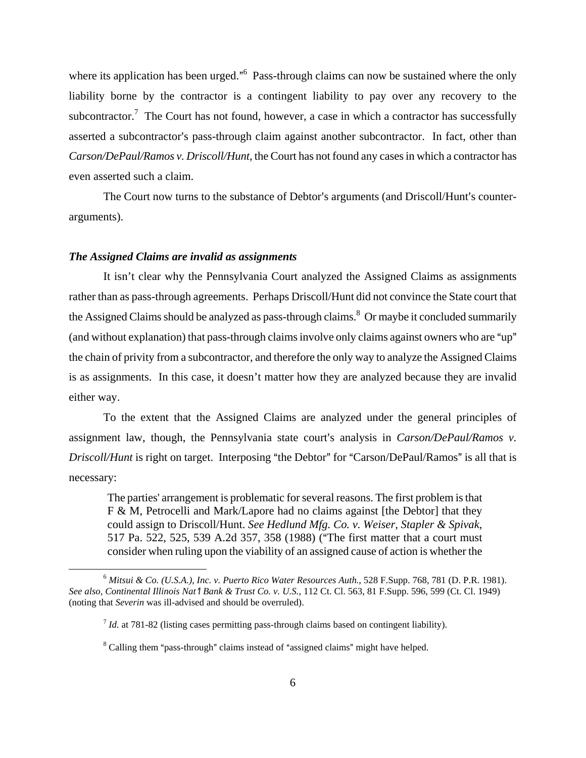where its application has been urged."[6] Pass-through claims can now be sustained where the only liability borne by the contractor is a contingent liability to pay over any recovery to the subcontractor.[7] The Court has not found, however, a case in which a contractor has successfully asserted a subcontractor's pass-through claim against another subcontractor. In fact, other than *Carson/DePaul/Ramos v. Driscoll/Hunt*, the Court has not found any cases in which a contractor has even asserted such a claim.

The Court now turns to the substance of Debtor's arguments (and Driscoll/Hunt's counter-arguments).

***The Assigned Claims are invalid as assignments***

It isn't clear why the Pennsylvania Court analyzed the Assigned Claims as assignments rather than as pass-through agreements. Perhaps Driscoll/Hunt did not convince the State court that the Assigned Claims should be analyzed as pass-through claims.[8] Or maybe it concluded summarily (and without explanation) that pass-through claims involve only claims against owners who are "up" the chain of privity from a subcontractor, and therefore the only way to analyze the Assigned Claims is as assignments. In this case, it doesn't matter how they are analyzed because they are invalid either way.

To the extent that the Assigned Claims are analyzed under the general principles of assignment law, though, the Pennsylvania state court's analysis in *Carson/DePaul/Ramos v. Driscoll/Hunt* is right on target. Interposing "the Debtor" for "Carson/DePaul/Ramos" is all that is necessary:

> The parties' arrangement is problematic for several reasons. The first problem is that F & M, Petrocelli and Mark/Lapore had no claims against [the Debtor] that they could assign to Driscoll/Hunt. *See Hedlund Mfg. Co. v. Weiser, Stapler & Spivak*, 517 Pa. 522, 525, 539 A.2d 357, 358 (1988) ("The first matter that a court must consider when ruling upon the viability of an assigned cause of action is whether the

---

[6] *Mitsui & Co. (U.S.A.), Inc. v. Puerto Rico Water Resources Auth.*, 528 F.Supp. 768, 781 (D. P.R. 1981). *See also, Continental Illinois Nat'l Bank & Trust Co. v. U.S.*, 112 Ct. Cl. 563, 81 F.Supp. 596, 599 (Ct. Cl. 1949) (noting that *Severin* was ill-advised and should be overruled).

[7] *Id.* at 781-82 (listing cases permitting pass-through claims based on contingent liability).

[8] Calling them "pass-through" claims instead of "assigned claims" might have helped.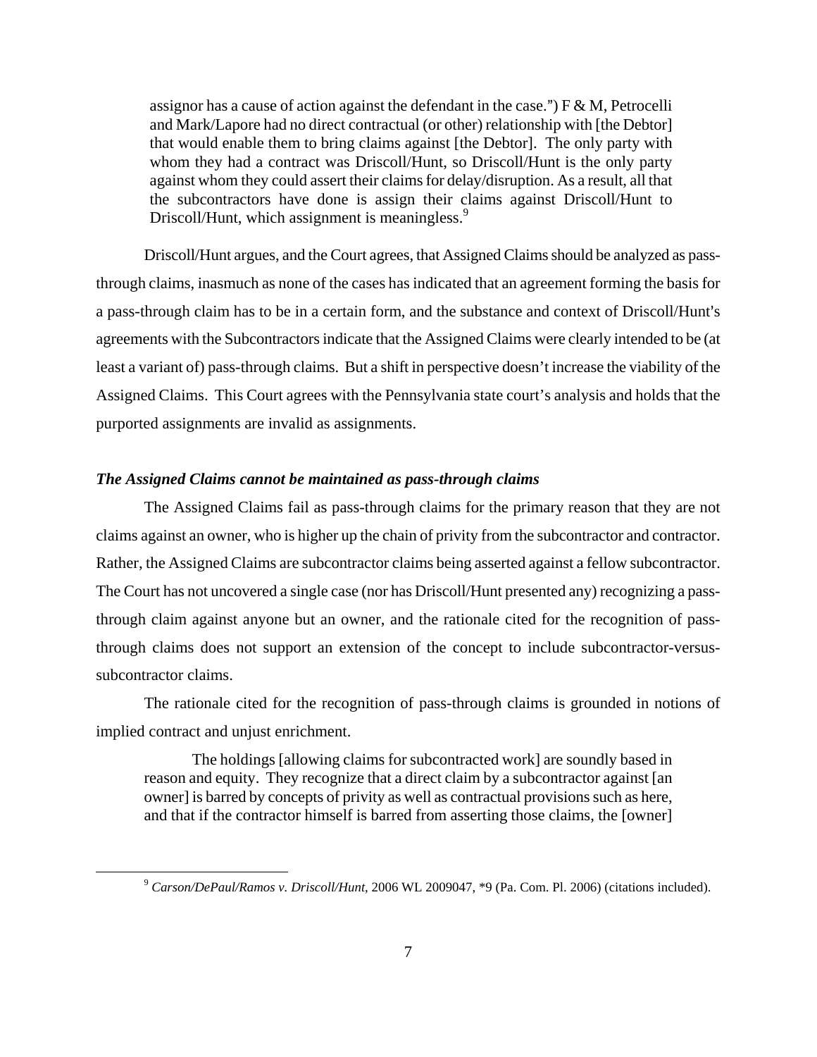> assignor has a cause of action against the defendant in the case.") F & M, Petrocelli and Mark/Lapore had no direct contractual (or other) relationship with [the Debtor] that would enable them to bring claims against [the Debtor]. The only party with whom they had a contract was Driscoll/Hunt, so Driscoll/Hunt is the only party against whom they could assert their claims for delay/disruption. As a result, all that the subcontractors have done is assign their claims against Driscoll/Hunt to Driscoll/Hunt, which assignment is meaningless.[9]

Driscoll/Hunt argues, and the Court agrees, that Assigned Claims should be analyzed as pass-through claims, inasmuch as none of the cases has indicated that an agreement forming the basis for a pass-through claim has to be in a certain form, and the substance and context of Driscoll/Hunt's agreements with the Subcontractors indicate that the Assigned Claims were clearly intended to be (at least a variant of) pass-through claims. But a shift in perspective doesn't increase the viability of the Assigned Claims. This Court agrees with the Pennsylvania state court's analysis and holds that the purported assignments are invalid as assignments.

***The Assigned Claims cannot be maintained as pass-through claims***

The Assigned Claims fail as pass-through claims for the primary reason that they are not claims against an owner, who is higher up the chain of privity from the subcontractor and contractor. Rather, the Assigned Claims are subcontractor claims being asserted against a fellow subcontractor. The Court has not uncovered a single case (nor has Driscoll/Hunt presented any) recognizing a pass-through claim against anyone but an owner, and the rationale cited for the recognition of pass-through claims does not support an extension of the concept to include subcontractor-versus-subcontractor claims.

The rationale cited for the recognition of pass-through claims is grounded in notions of implied contract and unjust enrichment.

> The holdings [allowing claims for subcontracted work] are soundly based in reason and equity. They recognize that a direct claim by a subcontractor against [an owner] is barred by concepts of privity as well as contractual provisions such as here, and that if the contractor himself is barred from asserting those claims, the [owner]

[9] *Carson/DePaul/Ramos v. Driscoll/Hunt*, 2006 WL 2009047, *9 (Pa. Com. Pl. 2006) (citations included).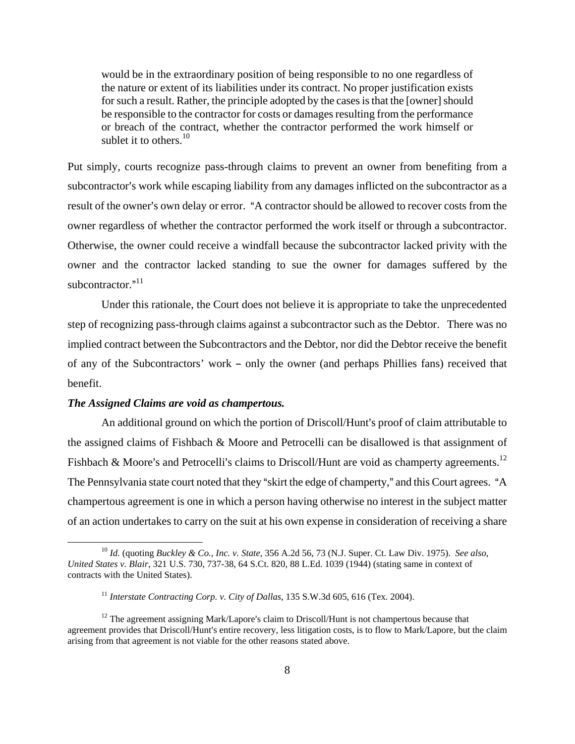> would be in the extraordinary position of being responsible to no one regardless of the nature or extent of its liabilities under its contract. No proper justification exists for such a result. Rather, the principle adopted by the cases is that the [owner] should be responsible to the contractor for costs or damages resulting from the performance or breach of the contract, whether the contractor performed the work himself or sublet it to others.[10]

Put simply, courts recognize pass-through claims to prevent an owner from benefiting from a subcontractor's work while escaping liability from any damages inflicted on the subcontractor as a result of the owner's own delay or error. "A contractor should be allowed to recover costs from the owner regardless of whether the contractor performed the work itself or through a subcontractor. Otherwise, the owner could receive a windfall because the subcontractor lacked privity with the owner and the contractor lacked standing to sue the owner for damages suffered by the subcontractor."[11]

Under this rationale, the Court does not believe it is appropriate to take the unprecedented step of recognizing pass-through claims against a subcontractor such as the Debtor. There was no implied contract between the Subcontractors and the Debtor, nor did the Debtor receive the benefit of any of the Subcontractors' work – only the owner (and perhaps Phillies fans) received that benefit.

***The Assigned Claims are void as champertous.***

An additional ground on which the portion of Driscoll/Hunt's proof of claim attributable to the assigned claims of Fishbach & Moore and Petrocelli can be disallowed is that assignment of Fishbach & Moore's and Petrocelli's claims to Driscoll/Hunt are void as champerty agreements.[12] The Pennsylvania state court noted that they "skirt the edge of champerty," and this Court agrees. "A champertous agreement is one in which a person having otherwise no interest in the subject matter of an action undertakes to carry on the suit at his own expense in consideration of receiving a share

---

[10] *Id.* (quoting *Buckley & Co., Inc. v. State*, 356 A.2d 56, 73 (N.J. Super. Ct. Law Div. 1975). *See also*, *United States v. Blair*, 321 U.S. 730, 737-38, 64 S.Ct. 820, 88 L.Ed. 1039 (1944) (stating same in context of contracts with the United States).

[11] *Interstate Contracting Corp. v. City of Dallas*, 135 S.W.3d 605, 616 (Tex. 2004).

[12] The agreement assigning Mark/Lapore's claim to Driscoll/Hunt is not champertous because that agreement provides that Driscoll/Hunt's entire recovery, less litigation costs, is to flow to Mark/Lapore, but the claim arising from that agreement is not viable for the other reasons stated above.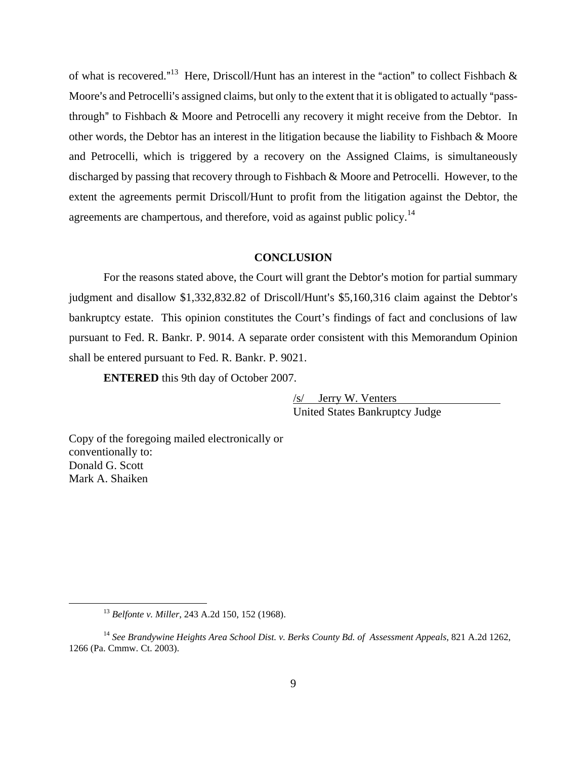of what is recovered."[13] Here, Driscoll/Hunt has an interest in the "action" to collect Fishbach & Moore's and Petrocelli's assigned claims, but only to the extent that it is obligated to actually "pass-through" to Fishbach & Moore and Petrocelli any recovery it might receive from the Debtor. In other words, the Debtor has an interest in the litigation because the liability to Fishbach & Moore and Petrocelli, which is triggered by a recovery on the Assigned Claims, is simultaneously discharged by passing that recovery through to Fishbach & Moore and Petrocelli. However, to the extent the agreements permit Driscoll/Hunt to profit from the litigation against the Debtor, the agreements are champertous, and therefore, void as against public policy.[14]

## CONCLUSION

For the reasons stated above, the Court will grant the Debtor's motion for partial summary judgment and disallow $1,332,832.82 of Driscoll/Hunt's $5,160,316 claim against the Debtor's bankruptcy estate. This opinion constitutes the Court's findings of fact and conclusions of law pursuant to Fed. R. Bankr. P. 9014. A separate order consistent with this Memorandum Opinion shall be entered pursuant to Fed. R. Bankr. P. 9021.

**ENTERED** this 9th day of October 2007.

/s/ Jerry W. Venters
United States Bankruptcy Judge

Copy of the foregoing mailed electronically or conventionally to:
Donald G. Scott
Mark A. Shaiken

[13] *Belfonte v. Miller*, 243 A.2d 150, 152 (1968).

[14] *See Brandywine Heights Area School Dist. v. Berks County Bd. of Assessment Appeals*, 821 A.2d 1262, 1266 (Pa. Cmmw. Ct. 2003).